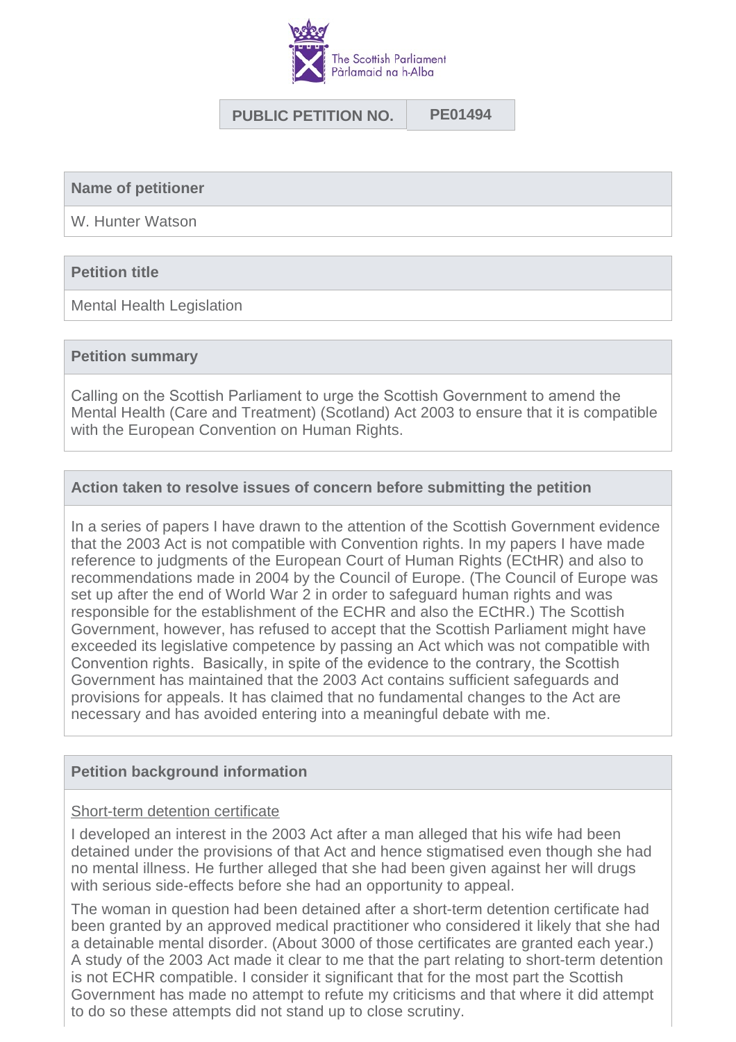The Scottish Parliament
Pàrlamaid na h-Alba

| PUBLIC PETITION NO. | PE01494 |
|---|---|

## Name of petitioner

W. Hunter Watson

## Petition title

Mental Health Legislation

## Petition summary

Calling on the Scottish Parliament to urge the Scottish Government to amend the Mental Health (Care and Treatment) (Scotland) Act 2003 to ensure that it is compatible with the European Convention on Human Rights.

## Action taken to resolve issues of concern before submitting the petition

In a series of papers I have drawn to the attention of the Scottish Government evidence that the 2003 Act is not compatible with Convention rights. In my papers I have made reference to judgments of the European Court of Human Rights (ECtHR) and also to recommendations made in 2004 by the Council of Europe. (The Council of Europe was set up after the end of World War 2 in order to safeguard human rights and was responsible for the establishment of the ECHR and also the ECtHR.) The Scottish Government, however, has refused to accept that the Scottish Parliament might have exceeded its legislative competence by passing an Act which was not compatible with Convention rights. Basically, in spite of the evidence to the contrary, the Scottish Government has maintained that the 2003 Act contains sufficient safeguards and provisions for appeals. It has claimed that no fundamental changes to the Act are necessary and has avoided entering into a meaningful debate with me.

## Petition background information

Short-term detention certificate

I developed an interest in the 2003 Act after a man alleged that his wife had been detained under the provisions of that Act and hence stigmatised even though she had no mental illness. He further alleged that she had been given against her will drugs with serious side-effects before she had an opportunity to appeal.

The woman in question had been detained after a short-term detention certificate had been granted by an approved medical practitioner who considered it likely that she had a detainable mental disorder. (About 3000 of those certificates are granted each year.) A study of the 2003 Act made it clear to me that the part relating to short-term detention is not ECHR compatible. I consider it significant that for the most part the Scottish Government has made no attempt to refute my criticisms and that where it did attempt to do so these attempts did not stand up to close scrutiny.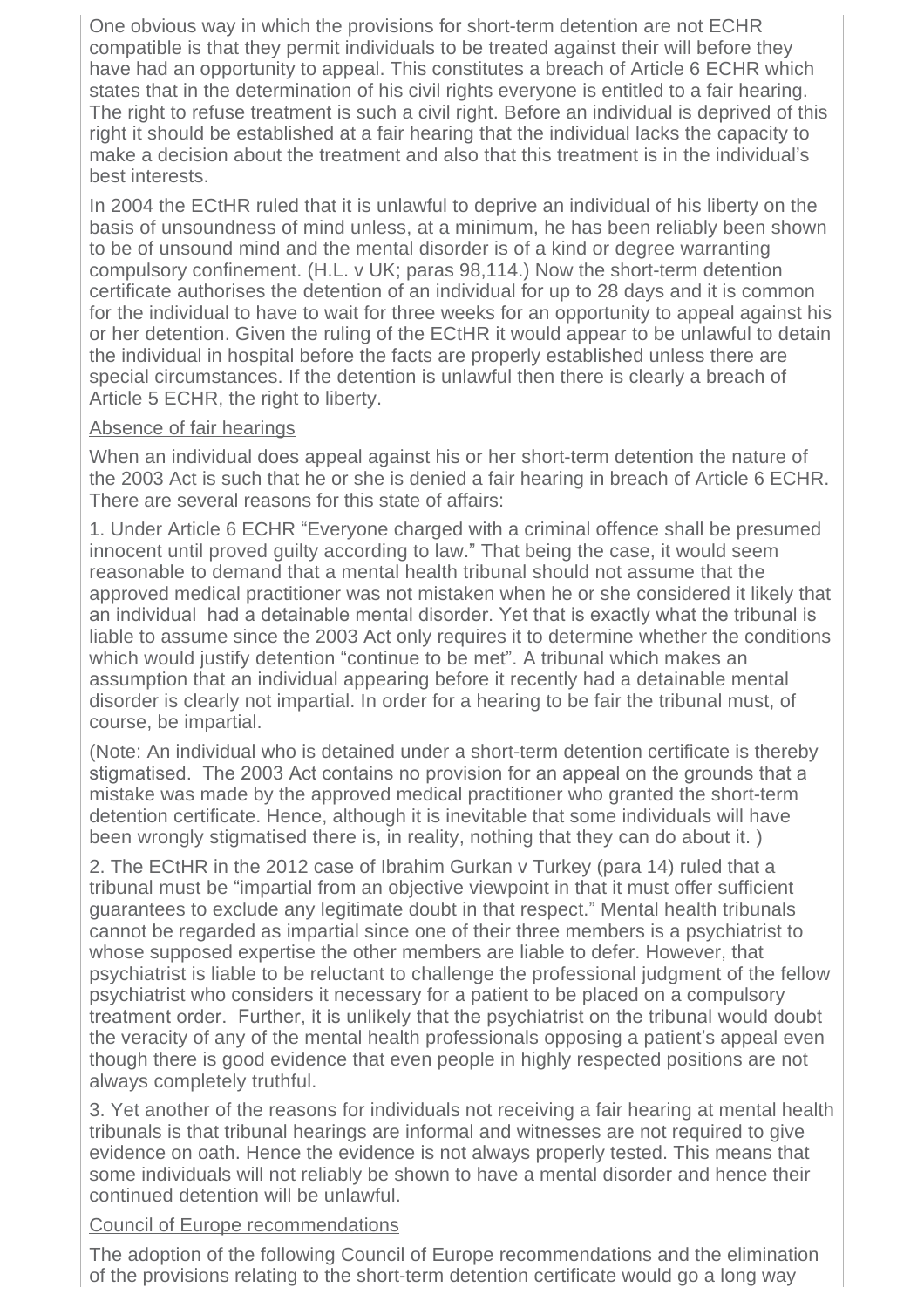One obvious way in which the provisions for short-term detention are not ECHR compatible is that they permit individuals to be treated against their will before they have had an opportunity to appeal. This constitutes a breach of Article 6 ECHR which states that in the determination of his civil rights everyone is entitled to a fair hearing. The right to refuse treatment is such a civil right. Before an individual is deprived of this right it should be established at a fair hearing that the individual lacks the capacity to make a decision about the treatment and also that this treatment is in the individual's best interests.

In 2004 the ECtHR ruled that it is unlawful to deprive an individual of his liberty on the basis of unsoundness of mind unless, at a minimum, he has been reliably been shown to be of unsound mind and the mental disorder is of a kind or degree warranting compulsory confinement. (H.L. v UK; paras 98,114.) Now the short-term detention certificate authorises the detention of an individual for up to 28 days and it is common for the individual to have to wait for three weeks for an opportunity to appeal against his or her detention. Given the ruling of the ECtHR it would appear to be unlawful to detain the individual in hospital before the facts are properly established unless there are special circumstances. If the detention is unlawful then there is clearly a breach of Article 5 ECHR, the right to liberty.

<u>Absence of fair hearings</u>

When an individual does appeal against his or her short-term detention the nature of the 2003 Act is such that he or she is denied a fair hearing in breach of Article 6 ECHR. There are several reasons for this state of affairs:

1. Under Article 6 ECHR "Everyone charged with a criminal offence shall be presumed innocent until proved guilty according to law." That being the case, it would seem reasonable to demand that a mental health tribunal should not assume that the approved medical practitioner was not mistaken when he or she considered it likely that an individual had a detainable mental disorder. Yet that is exactly what the tribunal is liable to assume since the 2003 Act only requires it to determine whether the conditions which would justify detention "continue to be met". A tribunal which makes an assumption that an individual appearing before it recently had a detainable mental disorder is clearly not impartial. In order for a hearing to be fair the tribunal must, of course, be impartial.

(Note: An individual who is detained under a short-term detention certificate is thereby stigmatised. The 2003 Act contains no provision for an appeal on the grounds that a mistake was made by the approved medical practitioner who granted the short-term detention certificate. Hence, although it is inevitable that some individuals will have been wrongly stigmatised there is, in reality, nothing that they can do about it. )

2. The ECtHR in the 2012 case of Ibrahim Gurkan v Turkey (para 14) ruled that a tribunal must be "impartial from an objective viewpoint in that it must offer sufficient guarantees to exclude any legitimate doubt in that respect." Mental health tribunals cannot be regarded as impartial since one of their three members is a psychiatrist to whose supposed expertise the other members are liable to defer. However, that psychiatrist is liable to be reluctant to challenge the professional judgment of the fellow psychiatrist who considers it necessary for a patient to be placed on a compulsory treatment order. Further, it is unlikely that the psychiatrist on the tribunal would doubt the veracity of any of the mental health professionals opposing a patient's appeal even though there is good evidence that even people in highly respected positions are not always completely truthful.

3. Yet another of the reasons for individuals not receiving a fair hearing at mental health tribunals is that tribunal hearings are informal and witnesses are not required to give evidence on oath. Hence the evidence is not always properly tested. This means that some individuals will not reliably be shown to have a mental disorder and hence their continued detention will be unlawful.

<u>Council of Europe recommendations</u>

The adoption of the following Council of Europe recommendations and the elimination of the provisions relating to the short-term detention certificate would go a long way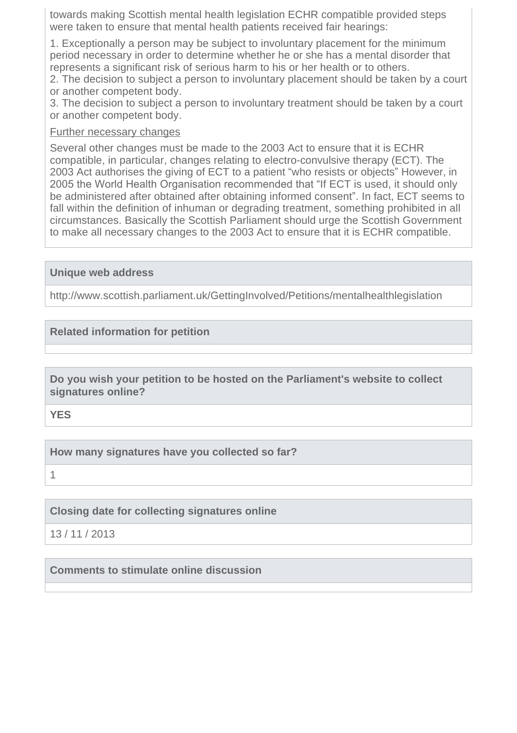towards making Scottish mental health legislation ECHR compatible provided steps were taken to ensure that mental health patients received fair hearings:

1. Exceptionally a person may be subject to involuntary placement for the minimum period necessary in order to determine whether he or she has a mental disorder that represents a significant risk of serious harm to his or her health or to others.
2. The decision to subject a person to involuntary placement should be taken by a court or another competent body.
3. The decision to subject a person to involuntary treatment should be taken by a court or another competent body.

Further necessary changes

Several other changes must be made to the 2003 Act to ensure that it is ECHR compatible, in particular, changes relating to electro-convulsive therapy (ECT). The 2003 Act authorises the giving of ECT to a patient “who resists or objects” However, in 2005 the World Health Organisation recommended that “If ECT is used, it should only be administered after obtained after obtaining informed consent”. In fact, ECT seems to fall within the definition of inhuman or degrading treatment, something prohibited in all circumstances. Basically the Scottish Parliament should urge the Scottish Government to make all necessary changes to the 2003 Act to ensure that it is ECHR compatible.

**Unique web address**

http://www.scottish.parliament.uk/GettingInvolved/Petitions/mentalhealthlegislation

**Related information for petition**

**Do you wish your petition to be hosted on the Parliament's website to collect signatures online?**

**YES**

**How many signatures have you collected so far?**

1

**Closing date for collecting signatures online**

13 / 11 / 2013

**Comments to stimulate online discussion**